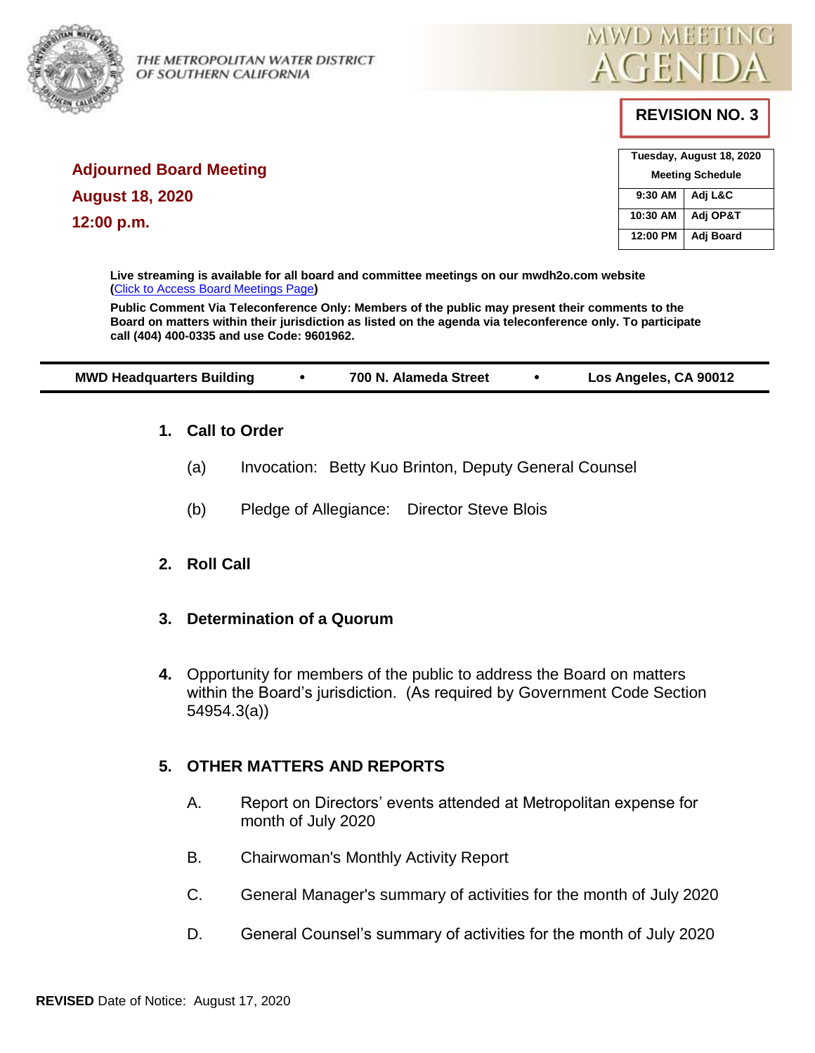THE METROPOLITAN WATER DISTRICT OF SOUTHERN CALIFORNIA

MWD MEETING AGENDA

**REVISION NO. 3**

## Adjourned Board Meeting

## August 18, 2020

## 12:00 p.m.

| Tuesday, August 18, 2020 | |
|---|---|
| Meeting Schedule | |
| 9:30 AM | Adj L&C |
| 10:30 AM | Adj OP&T |
| 12:00 PM | Adj Board |

**Live streaming is available for all board and committee meetings on our mwdh2o.com website (Click to Access Board Meetings Page)**

**Public Comment Via Teleconference Only: Members of the public may present their comments to the Board on matters within their jurisdiction as listed on the agenda via teleconference only. To participate call (404) 400-0335 and use Code: 9601962.**

**MWD Headquarters Building • 700 N. Alameda Street • Los Angeles, CA 90012**

**1. Call to Order**

(a) Invocation: Betty Kuo Brinton, Deputy General Counsel

(b) Pledge of Allegiance: Director Steve Blois

**2. Roll Call**

**3. Determination of a Quorum**

**4.** Opportunity for members of the public to address the Board on matters within the Board's jurisdiction. (As required by Government Code Section 54954.3(a))

**5. OTHER MATTERS AND REPORTS**

A. Report on Directors' events attended at Metropolitan expense for month of July 2020

B. Chairwoman's Monthly Activity Report

C. General Manager's summary of activities for the month of July 2020

D. General Counsel's summary of activities for the month of July 2020

**REVISED** Date of Notice: August 17, 2020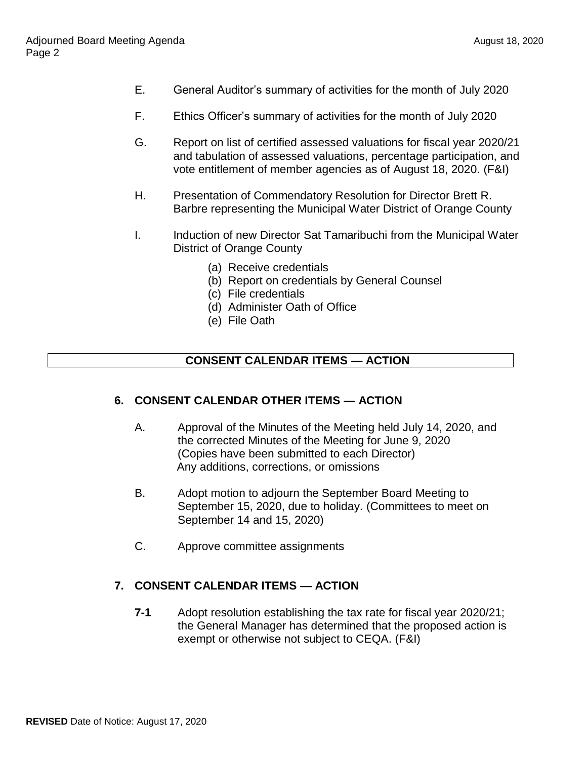E. General Auditor's summary of activities for the month of July 2020

F. Ethics Officer's summary of activities for the month of July 2020

G. Report on list of certified assessed valuations for fiscal year 2020/21 and tabulation of assessed valuations, percentage participation, and vote entitlement of member agencies as of August 18, 2020. (F&I)

H. Presentation of Commendatory Resolution for Director Brett R. Barbre representing the Municipal Water District of Orange County

I. Induction of new Director Sat Tamaribuchi from the Municipal Water District of Orange County

   (a) Receive credentials
   (b) Report on credentials by General Counsel
   (c) File credentials
   (d) Administer Oath of Office
   (e) File Oath

## CONSENT CALENDAR ITEMS — ACTION

### 6. CONSENT CALENDAR OTHER ITEMS — ACTION

A. Approval of the Minutes of the Meeting held July 14, 2020, and the corrected Minutes of the Meeting for June 9, 2020 (Copies have been submitted to each Director) Any additions, corrections, or omissions

B. Adopt motion to adjourn the September Board Meeting to September 15, 2020, due to holiday. (Committees to meet on September 14 and 15, 2020)

C. Approve committee assignments

### 7. CONSENT CALENDAR ITEMS — ACTION

**7-1** Adopt resolution establishing the tax rate for fiscal year 2020/21; the General Manager has determined that the proposed action is exempt or otherwise not subject to CEQA. (F&I)

**REVISED** Date of Notice: August 17, 2020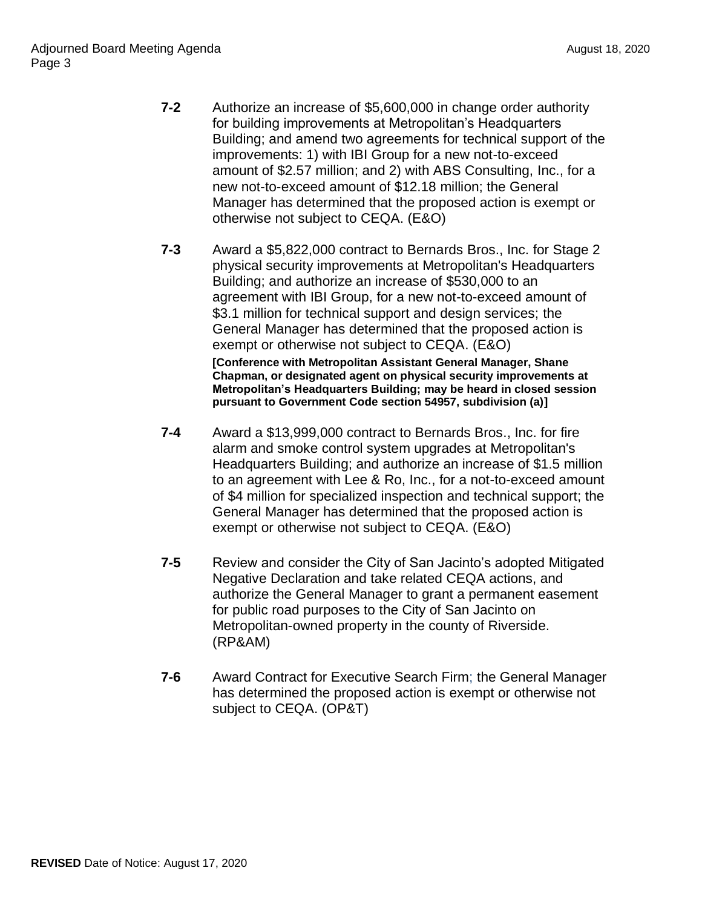**7-2** Authorize an increase of $5,600,000 in change order authority for building improvements at Metropolitan's Headquarters Building; and amend two agreements for technical support of the improvements: 1) with IBI Group for a new not-to-exceed amount of $2.57 million; and 2) with ABS Consulting, Inc., for a new not-to-exceed amount of $12.18 million; the General Manager has determined that the proposed action is exempt or otherwise not subject to CEQA. (E&O)

**7-3** Award a $5,822,000 contract to Bernards Bros., Inc. for Stage 2 physical security improvements at Metropolitan's Headquarters Building; and authorize an increase of $530,000 to an agreement with IBI Group, for a new not-to-exceed amount of $3.1 million for technical support and design services; the General Manager has determined that the proposed action is exempt or otherwise not subject to CEQA. (E&O)

**[Conference with Metropolitan Assistant General Manager, Shane Chapman, or designated agent on physical security improvements at Metropolitan's Headquarters Building; may be heard in closed session pursuant to Government Code section 54957, subdivision (a)]**

**7-4** Award a $13,999,000 contract to Bernards Bros., Inc. for fire alarm and smoke control system upgrades at Metropolitan's Headquarters Building; and authorize an increase of $1.5 million to an agreement with Lee & Ro, Inc., for a not-to-exceed amount of $4 million for specialized inspection and technical support; the General Manager has determined that the proposed action is exempt or otherwise not subject to CEQA. (E&O)

**7-5** Review and consider the City of San Jacinto's adopted Mitigated Negative Declaration and take related CEQA actions, and authorize the General Manager to grant a permanent easement for public road purposes to the City of San Jacinto on Metropolitan-owned property in the county of Riverside. (RP&AM)

**7-6** Award Contract for Executive Search Firm; the General Manager has determined the proposed action is exempt or otherwise not subject to CEQA. (OP&T)

**REVISED** Date of Notice: August 17, 2020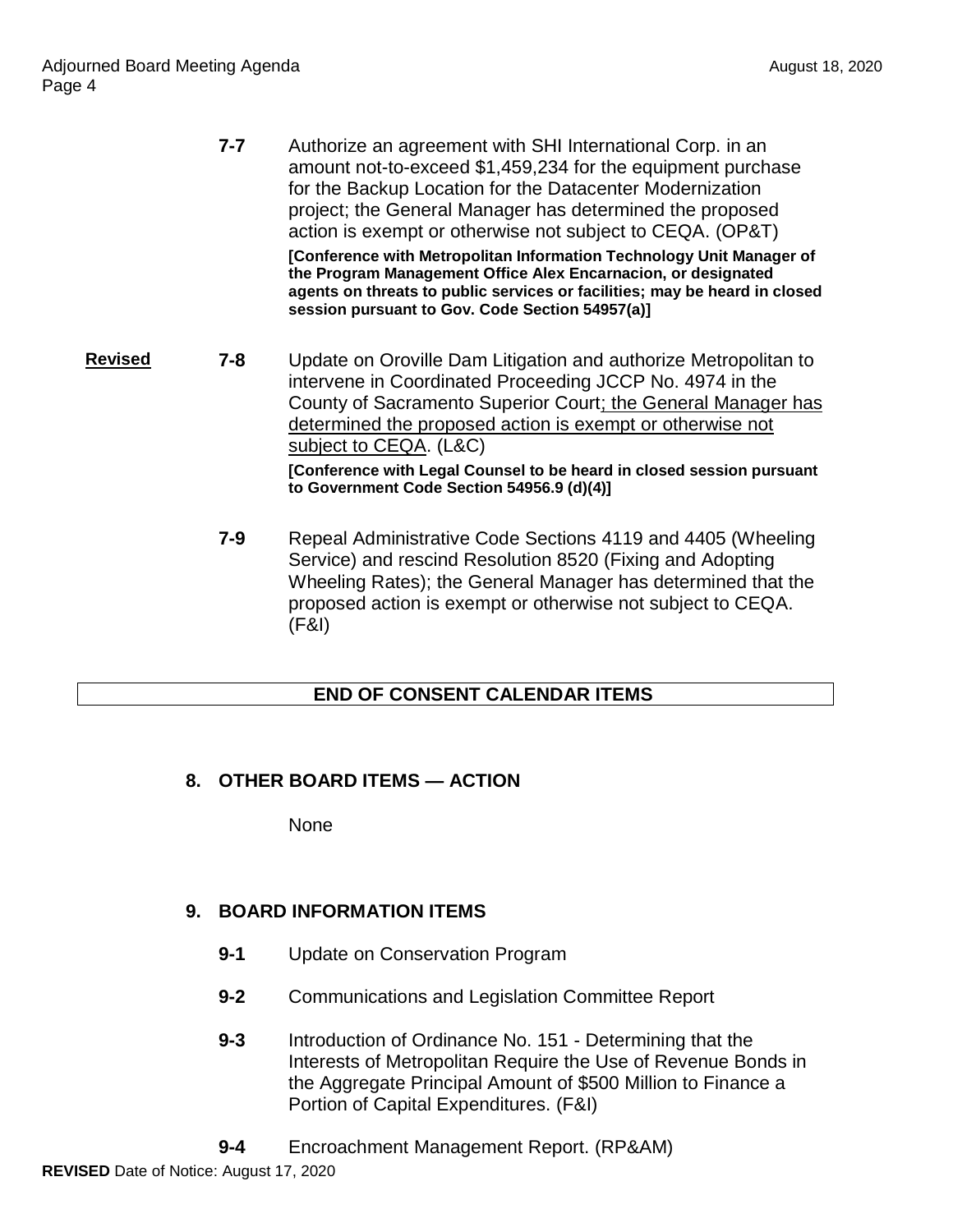**7-7** Authorize an agreement with SHI International Corp. in an amount not-to-exceed $1,459,234 for the equipment purchase for the Backup Location for the Datacenter Modernization project; the General Manager has determined the proposed action is exempt or otherwise not subject to CEQA. (OP&T)

**[Conference with Metropolitan Information Technology Unit Manager of the Program Management Office Alex Encarnacion, or designated agents on threats to public services or facilities; may be heard in closed session pursuant to Gov. Code Section 54957(a)]**

**Revised** **7-8** Update on Oroville Dam Litigation and authorize Metropolitan to intervene in Coordinated Proceeding JCCP No. 4974 in the County of Sacramento Superior Court; the General Manager has determined the proposed action is exempt or otherwise not subject to CEQA. (L&C)

**[Conference with Legal Counsel to be heard in closed session pursuant to Government Code Section 54956.9 (d)(4)]**

**7-9** Repeal Administrative Code Sections 4119 and 4405 (Wheeling Service) and rescind Resolution 8520 (Fixing and Adopting Wheeling Rates); the General Manager has determined that the proposed action is exempt or otherwise not subject to CEQA. (F&I)

**END OF CONSENT CALENDAR ITEMS**

## 8. OTHER BOARD ITEMS — ACTION

None

## 9. BOARD INFORMATION ITEMS

**9-1** Update on Conservation Program

**9-2** Communications and Legislation Committee Report

**9-3** Introduction of Ordinance No. 151 - Determining that the Interests of Metropolitan Require the Use of Revenue Bonds in the Aggregate Principal Amount of $500 Million to Finance a Portion of Capital Expenditures. (F&I)

**9-4** Encroachment Management Report. (RP&AM)

**REVISED** Date of Notice: August 17, 2020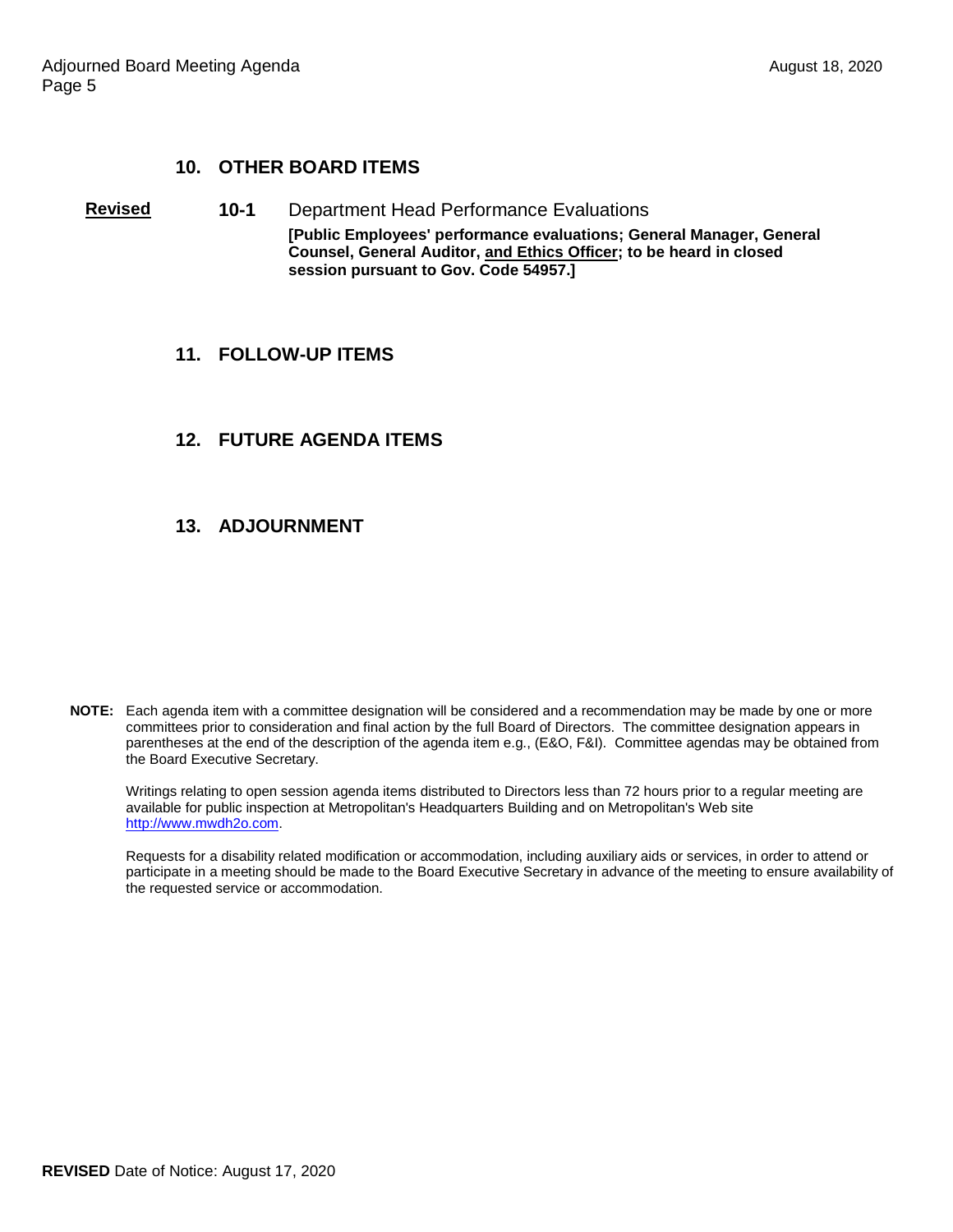## 10. OTHER BOARD ITEMS

**Revised** **10-1** Department Head Performance Evaluations

**[Public Employees' performance evaluations; General Manager, General Counsel, General Auditor, and Ethics Officer; to be heard in closed session pursuant to Gov. Code 54957.]**

## 11. FOLLOW-UP ITEMS

## 12. FUTURE AGENDA ITEMS

## 13. ADJOURNMENT

**NOTE:** Each agenda item with a committee designation will be considered and a recommendation may be made by one or more committees prior to consideration and final action by the full Board of Directors. The committee designation appears in parentheses at the end of the description of the agenda item e.g., (E&O, F&I). Committee agendas may be obtained from the Board Executive Secretary.

Writings relating to open session agenda items distributed to Directors less than 72 hours prior to a regular meeting are available for public inspection at Metropolitan's Headquarters Building and on Metropolitan's Web site http://www.mwdh2o.com.

Requests for a disability related modification or accommodation, including auxiliary aids or services, in order to attend or participate in a meeting should be made to the Board Executive Secretary in advance of the meeting to ensure availability of the requested service or accommodation.

**REVISED** Date of Notice: August 17, 2020